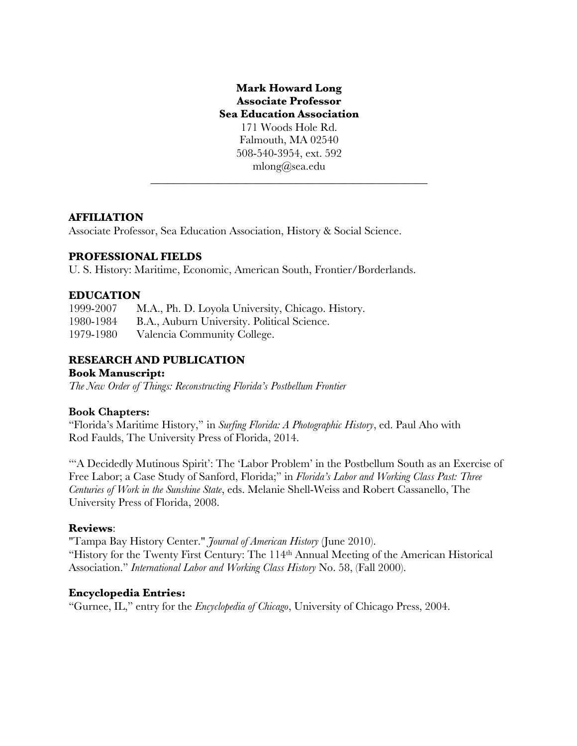**Mark Howard Long**
**Associate Professor**
**Sea Education Association**
171 Woods Hole Rd.
Falmouth, MA 02540
508-540-3954, ext. 592
mlong@sea.edu

---

## AFFILIATION

Associate Professor, Sea Education Association, History & Social Science.

## PROFESSIONAL FIELDS

U. S. History: Maritime, Economic, American South, Frontier/Borderlands.

## EDUCATION

1999-2007 M.A., Ph. D. Loyola University, Chicago. History.
1980-1984 B.A., Auburn University. Political Science.
1979-1980 Valencia Community College.

## RESEARCH AND PUBLICATION

### Book Manuscript:

*The New Order of Things: Reconstructing Florida's Postbellum Frontier*

### Book Chapters:

"Florida's Maritime History," in *Surfing Florida: A Photographic History*, ed. Paul Aho with Rod Faulds, The University Press of Florida, 2014.

"'A Decidedly Mutinous Spirit': The 'Labor Problem' in the Postbellum South as an Exercise of Free Labor; a Case Study of Sanford, Florida;" in *Florida's Labor and Working Class Past: Three Centuries of Work in the Sunshine State*, eds. Melanie Shell-Weiss and Robert Cassanello, The University Press of Florida, 2008.

### Reviews:

"Tampa Bay History Center." *Journal of American History* (June 2010).
"History for the Twenty First Century: The 114th Annual Meeting of the American Historical Association." *International Labor and Working Class History* No. 58, (Fall 2000).

### Encyclopedia Entries:

"Gurnee, IL," entry for the *Encyclopedia of Chicago*, University of Chicago Press, 2004.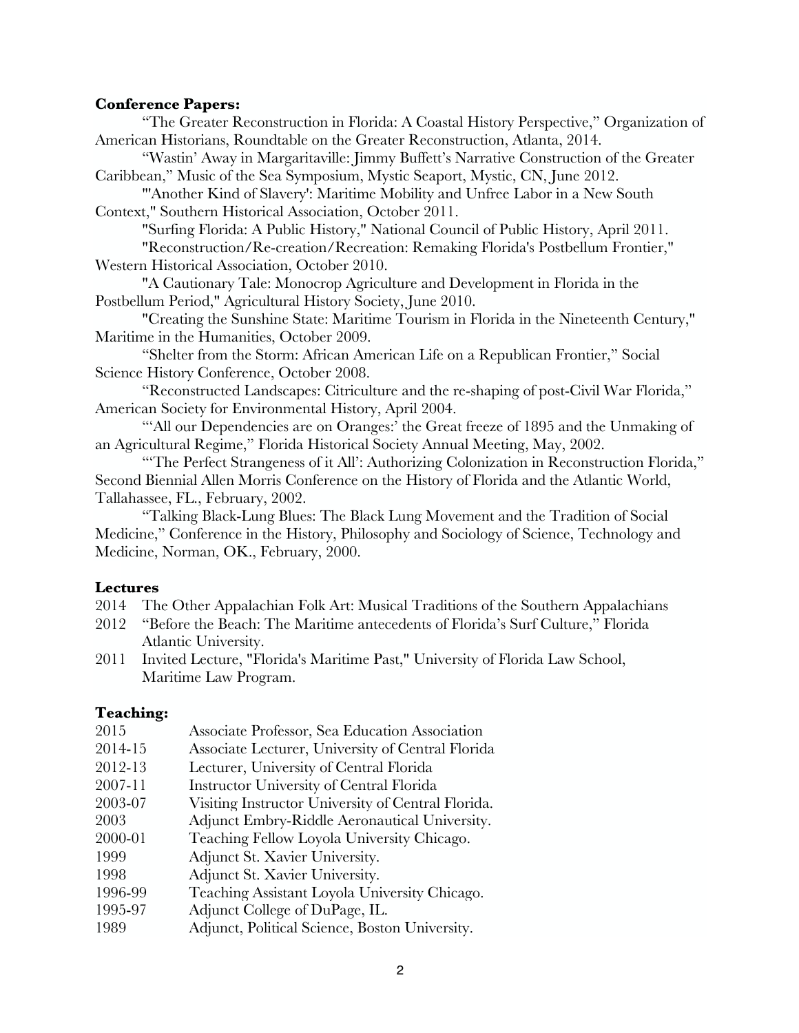**Conference Papers:**

"The Greater Reconstruction in Florida: A Coastal History Perspective," Organization of American Historians, Roundtable on the Greater Reconstruction, Atlanta, 2014.

"Wastin' Away in Margaritaville: Jimmy Buffett's Narrative Construction of the Greater Caribbean," Music of the Sea Symposium, Mystic Seaport, Mystic, CN, June 2012.

"'Another Kind of Slavery': Maritime Mobility and Unfree Labor in a New South Context," Southern Historical Association, October 2011.

"Surfing Florida: A Public History," National Council of Public History, April 2011.

"Reconstruction/Re-creation/Recreation: Remaking Florida's Postbellum Frontier," Western Historical Association, October 2010.

"A Cautionary Tale: Monocrop Agriculture and Development in Florida in the Postbellum Period," Agricultural History Society, June 2010.

"Creating the Sunshine State: Maritime Tourism in Florida in the Nineteenth Century," Maritime in the Humanities, October 2009.

"Shelter from the Storm: African American Life on a Republican Frontier," Social Science History Conference, October 2008.

"Reconstructed Landscapes: Citriculture and the re-shaping of post-Civil War Florida," American Society for Environmental History, April 2004.

"'All our Dependencies are on Oranges:' the Great freeze of 1895 and the Unmaking of an Agricultural Regime," Florida Historical Society Annual Meeting, May, 2002.

"'The Perfect Strangeness of it All': Authorizing Colonization in Reconstruction Florida," Second Biennial Allen Morris Conference on the History of Florida and the Atlantic World, Tallahassee, FL., February, 2002.

"Talking Black-Lung Blues: The Black Lung Movement and the Tradition of Social Medicine," Conference in the History, Philosophy and Sociology of Science, Technology and Medicine, Norman, OK., February, 2000.

**Lectures**

2014 The Other Appalachian Folk Art: Musical Traditions of the Southern Appalachians

2012 "Before the Beach: The Maritime antecedents of Florida's Surf Culture," Florida Atlantic University.

2011 Invited Lecture, "Florida's Maritime Past," University of Florida Law School, Maritime Law Program.

**Teaching:**

2015 Associate Professor, Sea Education Association

2014-15 Associate Lecturer, University of Central Florida

2012-13 Lecturer, University of Central Florida

2007-11 Instructor University of Central Florida

2003-07 Visiting Instructor University of Central Florida.

2003 Adjunct Embry-Riddle Aeronautical University.

2000-01 Teaching Fellow Loyola University Chicago.

1999 Adjunct St. Xavier University.

1998 Adjunct St. Xavier University.

1996-99 Teaching Assistant Loyola University Chicago.

1995-97 Adjunct College of DuPage, IL.

1989 Adjunct, Political Science, Boston University.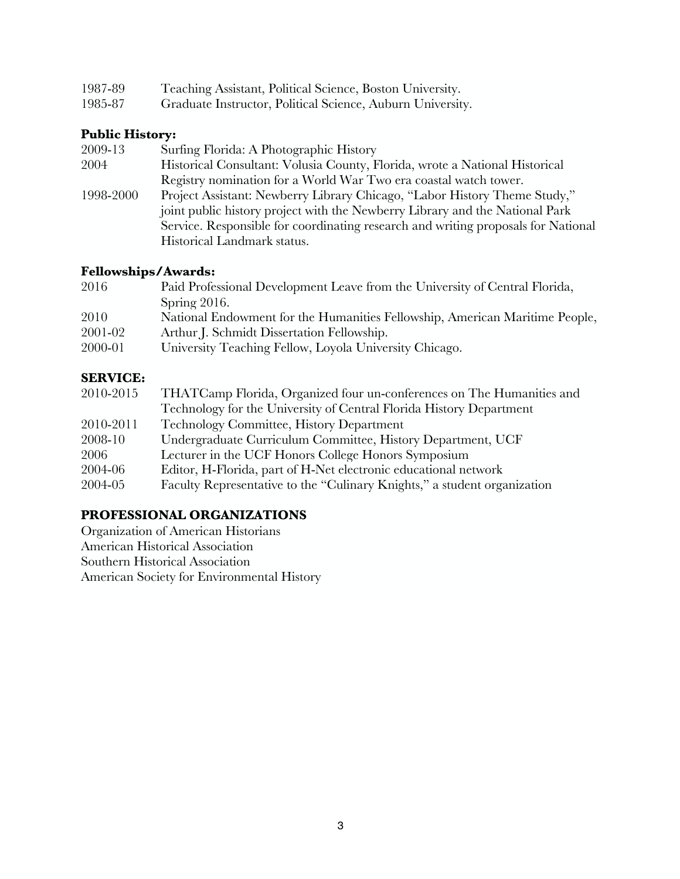1987-89 Teaching Assistant, Political Science, Boston University.
1985-87 Graduate Instructor, Political Science, Auburn University.

**Public History:**

2009-13 Surfing Florida: A Photographic History
2004 Historical Consultant: Volusia County, Florida, wrote a National Historical Registry nomination for a World War Two era coastal watch tower.
1998-2000 Project Assistant: Newberry Library Chicago, "Labor History Theme Study," joint public history project with the Newberry Library and the National Park Service. Responsible for coordinating research and writing proposals for National Historical Landmark status.

**Fellowships/Awards:**

2016 Paid Professional Development Leave from the University of Central Florida, Spring 2016.
2010 National Endowment for the Humanities Fellowship, American Maritime People,
2001-02 Arthur J. Schmidt Dissertation Fellowship.
2000-01 University Teaching Fellow, Loyola University Chicago.

**SERVICE:**

2010-2015 THATCamp Florida, Organized four un-conferences on The Humanities and Technology for the University of Central Florida History Department
2010-2011 Technology Committee, History Department
2008-10 Undergraduate Curriculum Committee, History Department, UCF
2006 Lecturer in the UCF Honors College Honors Symposium
2004-06 Editor, H-Florida, part of H-Net electronic educational network
2004-05 Faculty Representative to the "Culinary Knights," a student organization

**PROFESSIONAL ORGANIZATIONS**

Organization of American Historians
American Historical Association
Southern Historical Association
American Society for Environmental History